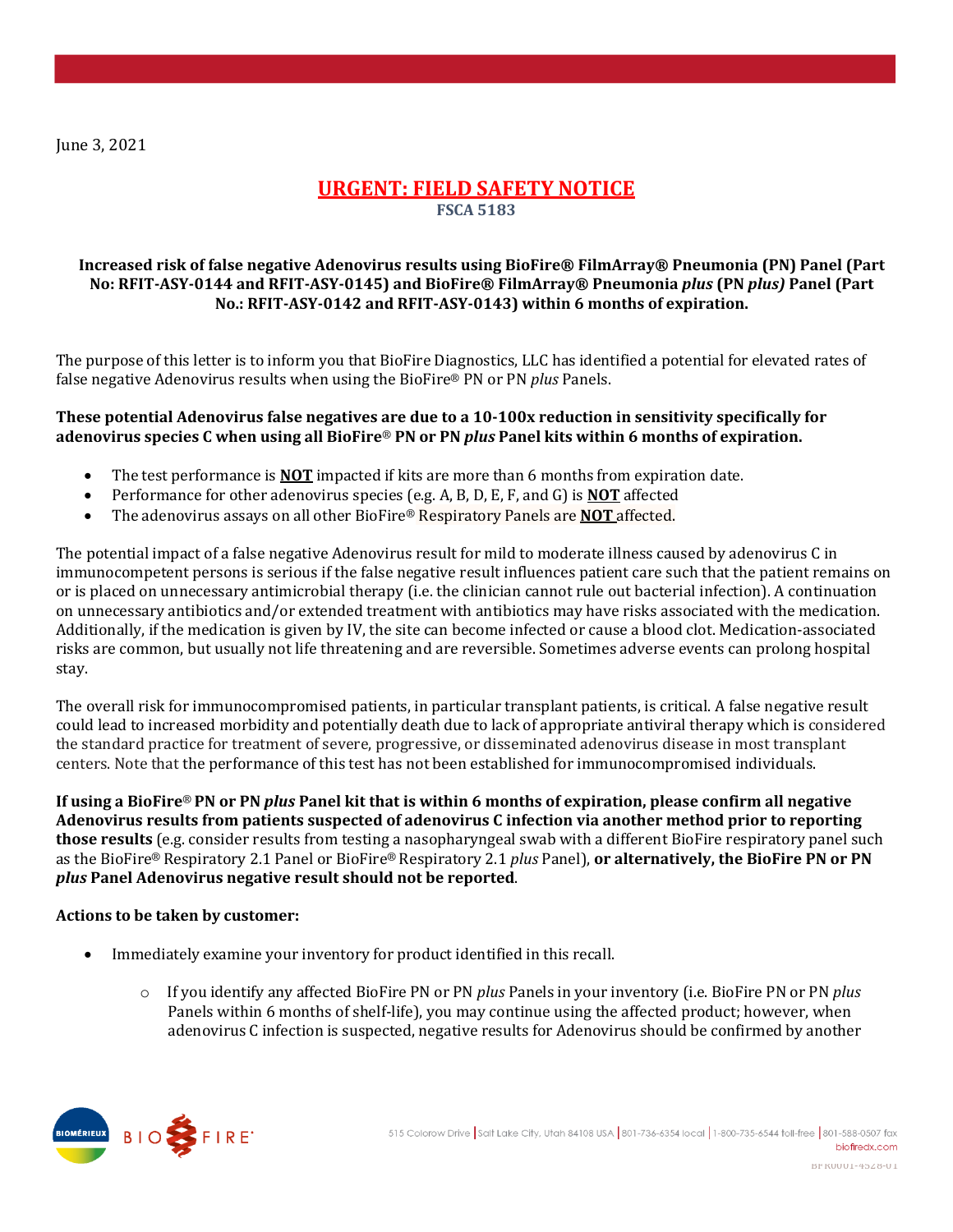June 3, 2021

# URGENT: FIELD SAFETY NOTICE

**FSCA 5183**

**Increased risk of false negative Adenovirus results using BioFire® FilmArray® Pneumonia (PN) Panel (Part No: RFIT-ASY-0144 and RFIT-ASY-0145) and BioFire® FilmArray® Pneumonia *plus* (PN *plus)* Panel (Part No.: RFIT-ASY-0142 and RFIT-ASY-0143) within 6 months of expiration.**

The purpose of this letter is to inform you that BioFire Diagnostics, LLC has identified a potential for elevated rates of false negative Adenovirus results when using the BioFire® PN or PN *plus* Panels.

**These potential Adenovirus false negatives are due to a 10-100x reduction in sensitivity specifically for adenovirus species C when using all BioFire® PN or PN *plus* Panel kits within 6 months of expiration.**

- The test performance is **NOT** impacted if kits are more than 6 months from expiration date.
- Performance for other adenovirus species (e.g. A, B, D, E, F, and G) is **NOT** affected
- The adenovirus assays on all other BioFire® Respiratory Panels are **NOT** affected.

The potential impact of a false negative Adenovirus result for mild to moderate illness caused by adenovirus C in immunocompetent persons is serious if the false negative result influences patient care such that the patient remains on or is placed on unnecessary antimicrobial therapy (i.e. the clinician cannot rule out bacterial infection). A continuation on unnecessary antibiotics and/or extended treatment with antibiotics may have risks associated with the medication. Additionally, if the medication is given by IV, the site can become infected or cause a blood clot. Medication-associated risks are common, but usually not life threatening and are reversible. Sometimes adverse events can prolong hospital stay.

The overall risk for immunocompromised patients, in particular transplant patients, is critical. A false negative result could lead to increased morbidity and potentially death due to lack of appropriate antiviral therapy which is considered the standard practice for treatment of severe, progressive, or disseminated adenovirus disease in most transplant centers. Note that the performance of this test has not been established for immunocompromised individuals.

**If using a BioFire® PN or PN *plus* Panel kit that is within 6 months of expiration, please confirm all negative Adenovirus results from patients suspected of adenovirus C infection via another method prior to reporting those results** (e.g. consider results from testing a nasopharyngeal swab with a different BioFire respiratory panel such as the BioFire® Respiratory 2.1 Panel or BioFire® Respiratory 2.1 *plus* Panel), **or alternatively, the BioFire PN or PN *plus* Panel Adenovirus negative result should not be reported**.

**Actions to be taken by customer:**

- Immediately examine your inventory for product identified in this recall.
  - If you identify any affected BioFire PN or PN *plus* Panels in your inventory (i.e. BioFire PN or PN *plus* Panels within 6 months of shelf-life), you may continue using the affected product; however, when adenovirus C infection is suspected, negative results for Adenovirus should be confirmed by another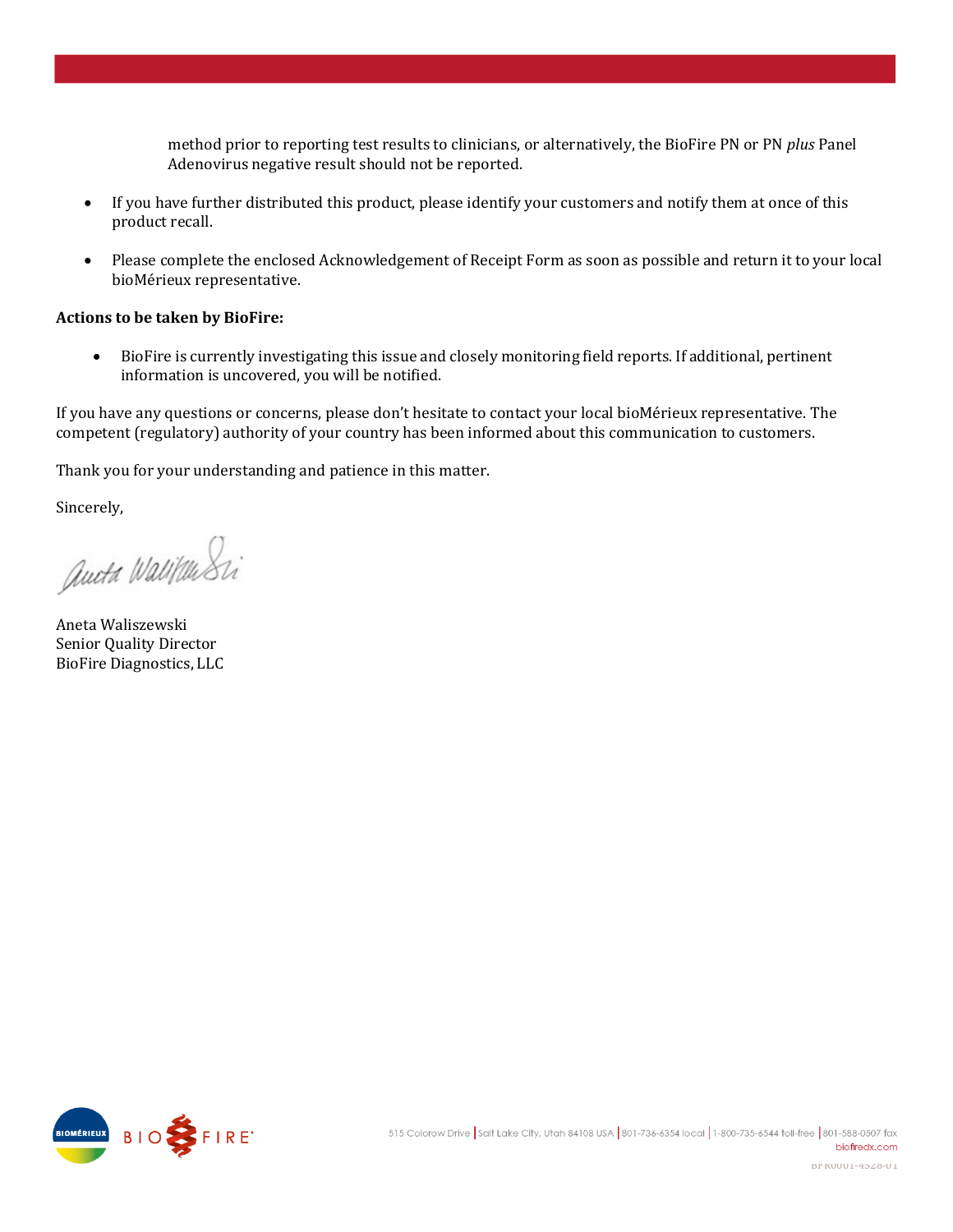method prior to reporting test results to clinicians, or alternatively, the BioFire PN or PN *plus* Panel Adenovirus negative result should not be reported.

- If you have further distributed this product, please identify your customers and notify them at once of this product recall.
- Please complete the enclosed Acknowledgement of Receipt Form as soon as possible and return it to your local bioMérieux representative.

**Actions to be taken by BioFire:**

- BioFire is currently investigating this issue and closely monitoring field reports. If additional, pertinent information is uncovered, you will be notified.

If you have any questions or concerns, please don't hesitate to contact your local bioMérieux representative. The competent (regulatory) authority of your country has been informed about this communication to customers.

Thank you for your understanding and patience in this matter.

Sincerely,

Aneta Waliszewski
Senior Quality Director
BioFire Diagnostics, LLC

515 Colorow Drive | Salt Lake City, Utah 84108 USA | 801-736-6354 local | 1-800-735-6544 toll-free | 801-588-0507 fax
biofiredx.com

BFR0001-4528-01